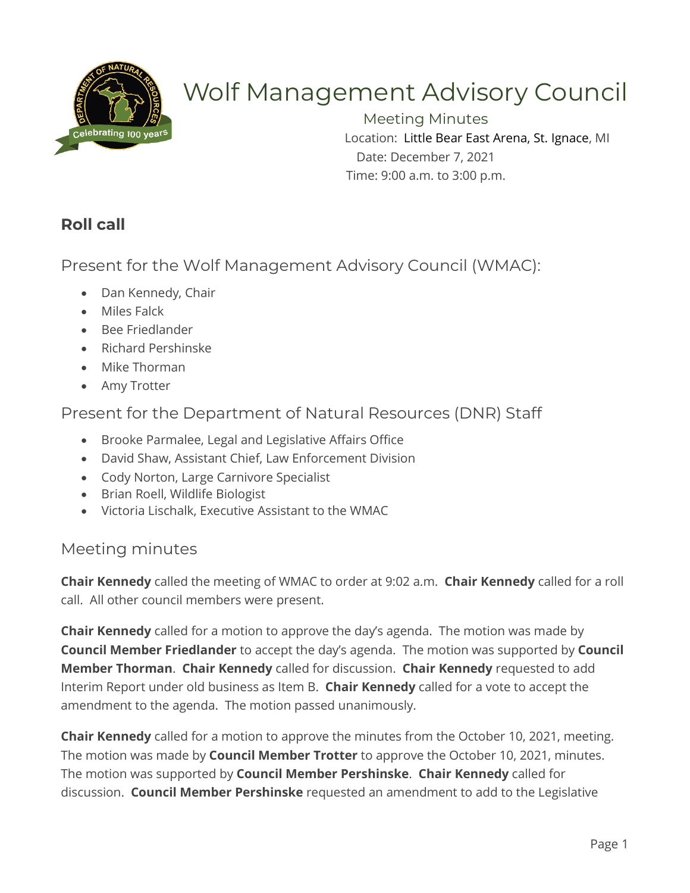# Wolf Management Advisory Council

Meeting Minutes

Location: Little Bear East Arena, St. Ignace, MI

Date: December 7, 2021

Time: 9:00 a.m. to 3:00 p.m.

## Roll call

### Present for the Wolf Management Advisory Council (WMAC):

- Dan Kennedy, Chair
- Miles Falck
- Bee Friedlander
- Richard Pershinske
- Mike Thorman
- Amy Trotter

### Present for the Department of Natural Resources (DNR) Staff

- Brooke Parmalee, Legal and Legislative Affairs Office
- David Shaw, Assistant Chief, Law Enforcement Division
- Cody Norton, Large Carnivore Specialist
- Brian Roell, Wildlife Biologist
- Victoria Lischalk, Executive Assistant to the WMAC

### Meeting minutes

**Chair Kennedy** called the meeting of WMAC to order at 9:02 a.m. **Chair Kennedy** called for a roll call. All other council members were present.

**Chair Kennedy** called for a motion to approve the day's agenda. The motion was made by **Council Member Friedlander** to accept the day's agenda. The motion was supported by **Council Member Thorman**. **Chair Kennedy** called for discussion. **Chair Kennedy** requested to add Interim Report under old business as Item B. **Chair Kennedy** called for a vote to accept the amendment to the agenda. The motion passed unanimously.

**Chair Kennedy** called for a motion to approve the minutes from the October 10, 2021, meeting. The motion was made by **Council Member Trotter** to approve the October 10, 2021, minutes. The motion was supported by **Council Member Pershinske**. **Chair Kennedy** called for discussion. **Council Member Pershinske** requested an amendment to add to the Legislative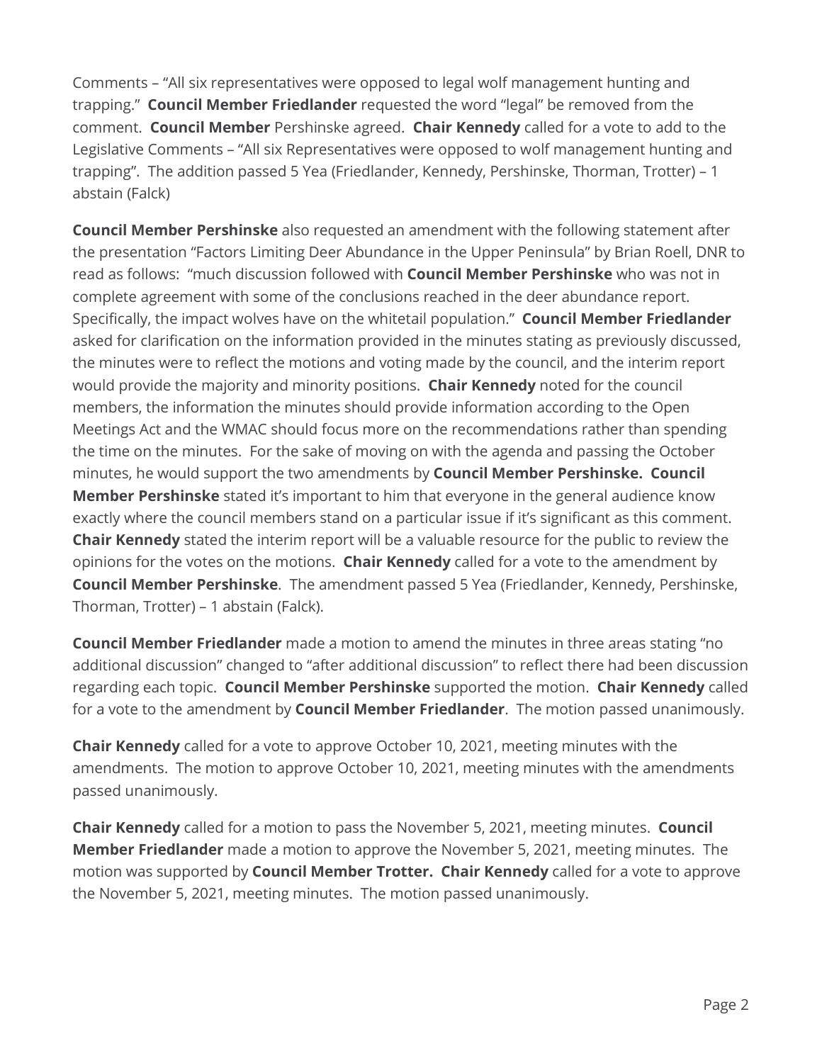Comments – "All six representatives were opposed to legal wolf management hunting and trapping." **Council Member Friedlander** requested the word "legal" be removed from the comment. **Council Member** Pershinske agreed. **Chair Kennedy** called for a vote to add to the Legislative Comments – "All six Representatives were opposed to wolf management hunting and trapping". The addition passed 5 Yea (Friedlander, Kennedy, Pershinske, Thorman, Trotter) – 1 abstain (Falck)

**Council Member Pershinske** also requested an amendment with the following statement after the presentation "Factors Limiting Deer Abundance in the Upper Peninsula" by Brian Roell, DNR to read as follows: "much discussion followed with **Council Member Pershinske** who was not in complete agreement with some of the conclusions reached in the deer abundance report. Specifically, the impact wolves have on the whitetail population." **Council Member Friedlander** asked for clarification on the information provided in the minutes stating as previously discussed, the minutes were to reflect the motions and voting made by the council, and the interim report would provide the majority and minority positions. **Chair Kennedy** noted for the council members, the information the minutes should provide information according to the Open Meetings Act and the WMAC should focus more on the recommendations rather than spending the time on the minutes. For the sake of moving on with the agenda and passing the October minutes, he would support the two amendments by **Council Member Pershinske. Council Member Pershinske** stated it's important to him that everyone in the general audience know exactly where the council members stand on a particular issue if it's significant as this comment. **Chair Kennedy** stated the interim report will be a valuable resource for the public to review the opinions for the votes on the motions. **Chair Kennedy** called for a vote to the amendment by **Council Member Pershinske**. The amendment passed 5 Yea (Friedlander, Kennedy, Pershinske, Thorman, Trotter) – 1 abstain (Falck).

**Council Member Friedlander** made a motion to amend the minutes in three areas stating "no additional discussion" changed to "after additional discussion" to reflect there had been discussion regarding each topic. **Council Member Pershinske** supported the motion. **Chair Kennedy** called for a vote to the amendment by **Council Member Friedlander**. The motion passed unanimously.

**Chair Kennedy** called for a vote to approve October 10, 2021, meeting minutes with the amendments. The motion to approve October 10, 2021, meeting minutes with the amendments passed unanimously.

**Chair Kennedy** called for a motion to pass the November 5, 2021, meeting minutes. **Council Member Friedlander** made a motion to approve the November 5, 2021, meeting minutes. The motion was supported by **Council Member Trotter. Chair Kennedy** called for a vote to approve the November 5, 2021, meeting minutes. The motion passed unanimously.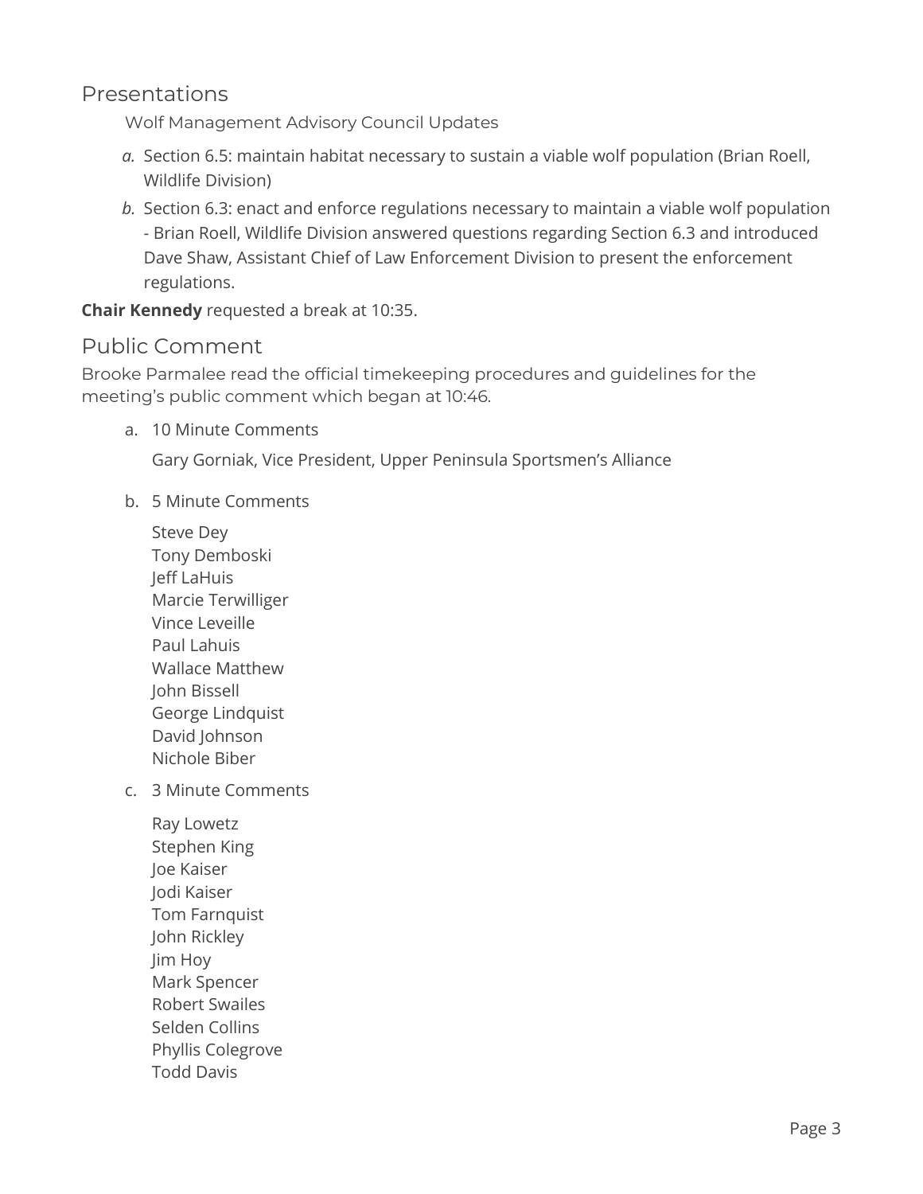## Presentations

### Wolf Management Advisory Council Updates

*a.* Section 6.5: maintain habitat necessary to sustain a viable wolf population (Brian Roell, Wildlife Division)

*b.* Section 6.3: enact and enforce regulations necessary to maintain a viable wolf population - Brian Roell, Wildlife Division answered questions regarding Section 6.3 and introduced Dave Shaw, Assistant Chief of Law Enforcement Division to present the enforcement regulations.

**Chair Kennedy** requested a break at 10:35.

## Public Comment

Brooke Parmalee read the official timekeeping procedures and guidelines for the meeting's public comment which began at 10:46.

a. 10 Minute Comments

   Gary Gorniak, Vice President, Upper Peninsula Sportsmen's Alliance

b. 5 Minute Comments

   Steve Dey
   Tony Demboski
   Jeff LaHuis
   Marcie Terwilliger
   Vince Leveille
   Paul Lahuis
   Wallace Matthew
   John Bissell
   George Lindquist
   David Johnson
   Nichole Biber

c. 3 Minute Comments

   Ray Lowetz
   Stephen King
   Joe Kaiser
   Jodi Kaiser
   Tom Farnquist
   John Rickley
   Jim Hoy
   Mark Spencer
   Robert Swailes
   Selden Collins
   Phyllis Colegrove
   Todd Davis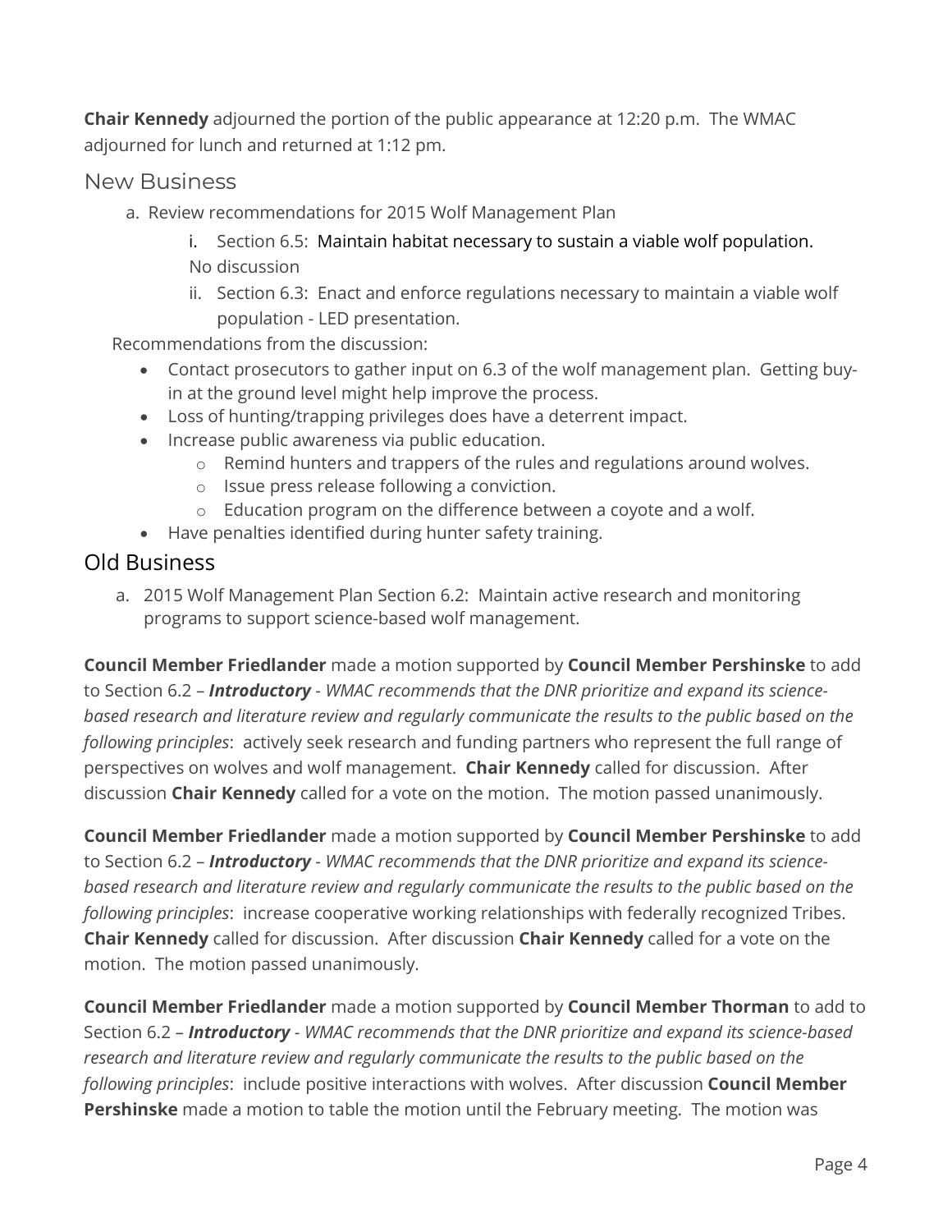**Chair Kennedy** adjourned the portion of the public appearance at 12:20 p.m. The WMAC adjourned for lunch and returned at 1:12 pm.

## New Business

a. Review recommendations for 2015 Wolf Management Plan

   i. Section 6.5: Maintain habitat necessary to sustain a viable wolf population.
   No discussion

   ii. Section 6.3: Enact and enforce regulations necessary to maintain a viable wolf population - LED presentation.

Recommendations from the discussion:

- Contact prosecutors to gather input on 6.3 of the wolf management plan. Getting buy-in at the ground level might help improve the process.
- Loss of hunting/trapping privileges does have a deterrent impact.
- Increase public awareness via public education.
  - Remind hunters and trappers of the rules and regulations around wolves.
  - Issue press release following a conviction.
  - Education program on the difference between a coyote and a wolf.
- Have penalties identified during hunter safety training.

## Old Business

a. 2015 Wolf Management Plan Section 6.2: Maintain active research and monitoring programs to support science-based wolf management.

**Council Member Friedlander** made a motion supported by **Council Member Pershinske** to add to Section 6.2 – ***Introductory*** - *WMAC recommends that the DNR prioritize and expand its science-based research and literature review and regularly communicate the results to the public based on the following principles*: actively seek research and funding partners who represent the full range of perspectives on wolves and wolf management. **Chair Kennedy** called for discussion. After discussion **Chair Kennedy** called for a vote on the motion. The motion passed unanimously.

**Council Member Friedlander** made a motion supported by **Council Member Pershinske** to add to Section 6.2 – ***Introductory*** - *WMAC recommends that the DNR prioritize and expand its science-based research and literature review and regularly communicate the results to the public based on the following principles*: increase cooperative working relationships with federally recognized Tribes. **Chair Kennedy** called for discussion. After discussion **Chair Kennedy** called for a vote on the motion. The motion passed unanimously.

**Council Member Friedlander** made a motion supported by **Council Member Thorman** to add to Section 6.2 – ***Introductory*** - *WMAC recommends that the DNR prioritize and expand its science-based research and literature review and regularly communicate the results to the public based on the following principles*: include positive interactions with wolves. After discussion **Council Member Pershinske** made a motion to table the motion until the February meeting. The motion was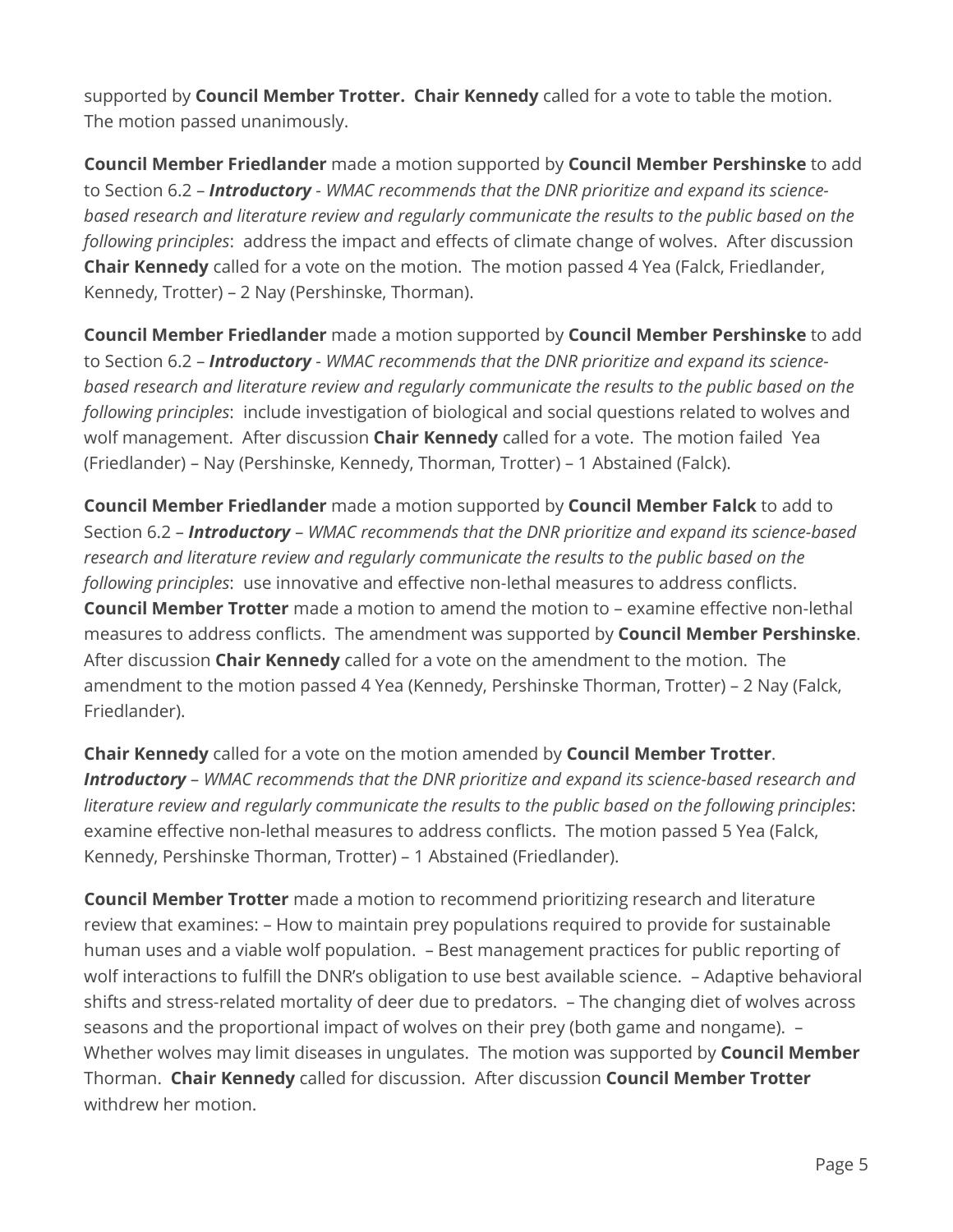supported by **Council Member Trotter. Chair Kennedy** called for a vote to table the motion. The motion passed unanimously.

**Council Member Friedlander** made a motion supported by **Council Member Pershinske** to add to Section 6.2 – ***Introductory*** - *WMAC recommends that the DNR prioritize and expand its science-based research and literature review and regularly communicate the results to the public based on the following principles*: address the impact and effects of climate change of wolves. After discussion **Chair Kennedy** called for a vote on the motion. The motion passed 4 Yea (Falck, Friedlander, Kennedy, Trotter) – 2 Nay (Pershinske, Thorman).

**Council Member Friedlander** made a motion supported by **Council Member Pershinske** to add to Section 6.2 – ***Introductory*** - *WMAC recommends that the DNR prioritize and expand its science-based research and literature review and regularly communicate the results to the public based on the following principles*: include investigation of biological and social questions related to wolves and wolf management. After discussion **Chair Kennedy** called for a vote. The motion failed Yea (Friedlander) – Nay (Pershinske, Kennedy, Thorman, Trotter) – 1 Abstained (Falck).

**Council Member Friedlander** made a motion supported by **Council Member Falck** to add to Section 6.2 – ***Introductory*** – *WMAC recommends that the DNR prioritize and expand its science-based research and literature review and regularly communicate the results to the public based on the following principles*: use innovative and effective non-lethal measures to address conflicts. **Council Member Trotter** made a motion to amend the motion to – examine effective non-lethal measures to address conflicts. The amendment was supported by **Council Member Pershinske**. After discussion **Chair Kennedy** called for a vote on the amendment to the motion. The amendment to the motion passed 4 Yea (Kennedy, Pershinske Thorman, Trotter) – 2 Nay (Falck, Friedlander).

**Chair Kennedy** called for a vote on the motion amended by **Council Member Trotter**. ***Introductory*** – *WMAC recommends that the DNR prioritize and expand its science-based research and literature review and regularly communicate the results to the public based on the following principles*: examine effective non-lethal measures to address conflicts. The motion passed 5 Yea (Falck, Kennedy, Pershinske Thorman, Trotter) – 1 Abstained (Friedlander).

**Council Member Trotter** made a motion to recommend prioritizing research and literature review that examines: – How to maintain prey populations required to provide for sustainable human uses and a viable wolf population. – Best management practices for public reporting of wolf interactions to fulfill the DNR's obligation to use best available science. – Adaptive behavioral shifts and stress-related mortality of deer due to predators. – The changing diet of wolves across seasons and the proportional impact of wolves on their prey (both game and nongame). – Whether wolves may limit diseases in ungulates. The motion was supported by **Council Member** Thorman. **Chair Kennedy** called for discussion. After discussion **Council Member Trotter** withdrew her motion.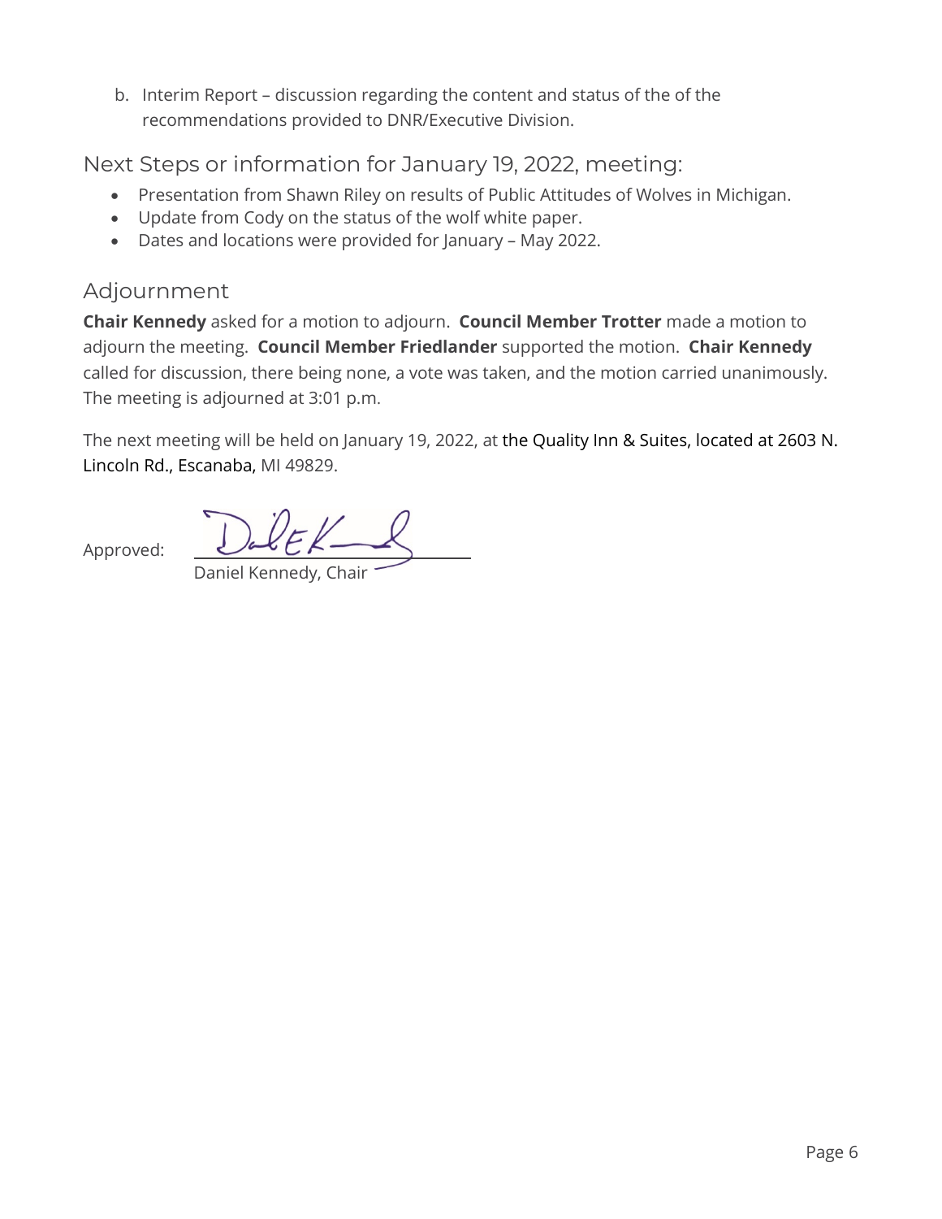b. Interim Report – discussion regarding the content and status of the of the recommendations provided to DNR/Executive Division.

## Next Steps or information for January 19, 2022, meeting:

- Presentation from Shawn Riley on results of Public Attitudes of Wolves in Michigan.
- Update from Cody on the status of the wolf white paper.
- Dates and locations were provided for January – May 2022.

## Adjournment

**Chair Kennedy** asked for a motion to adjourn. **Council Member Trotter** made a motion to adjourn the meeting. **Council Member Friedlander** supported the motion. **Chair Kennedy** called for discussion, there being none, a vote was taken, and the motion carried unanimously. The meeting is adjourned at 3:01 p.m.

The next meeting will be held on January 19, 2022, at the Quality Inn & Suites, located at 2603 N. Lincoln Rd., Escanaba, MI 49829.

Approved: ______________________

Daniel Kennedy, Chair